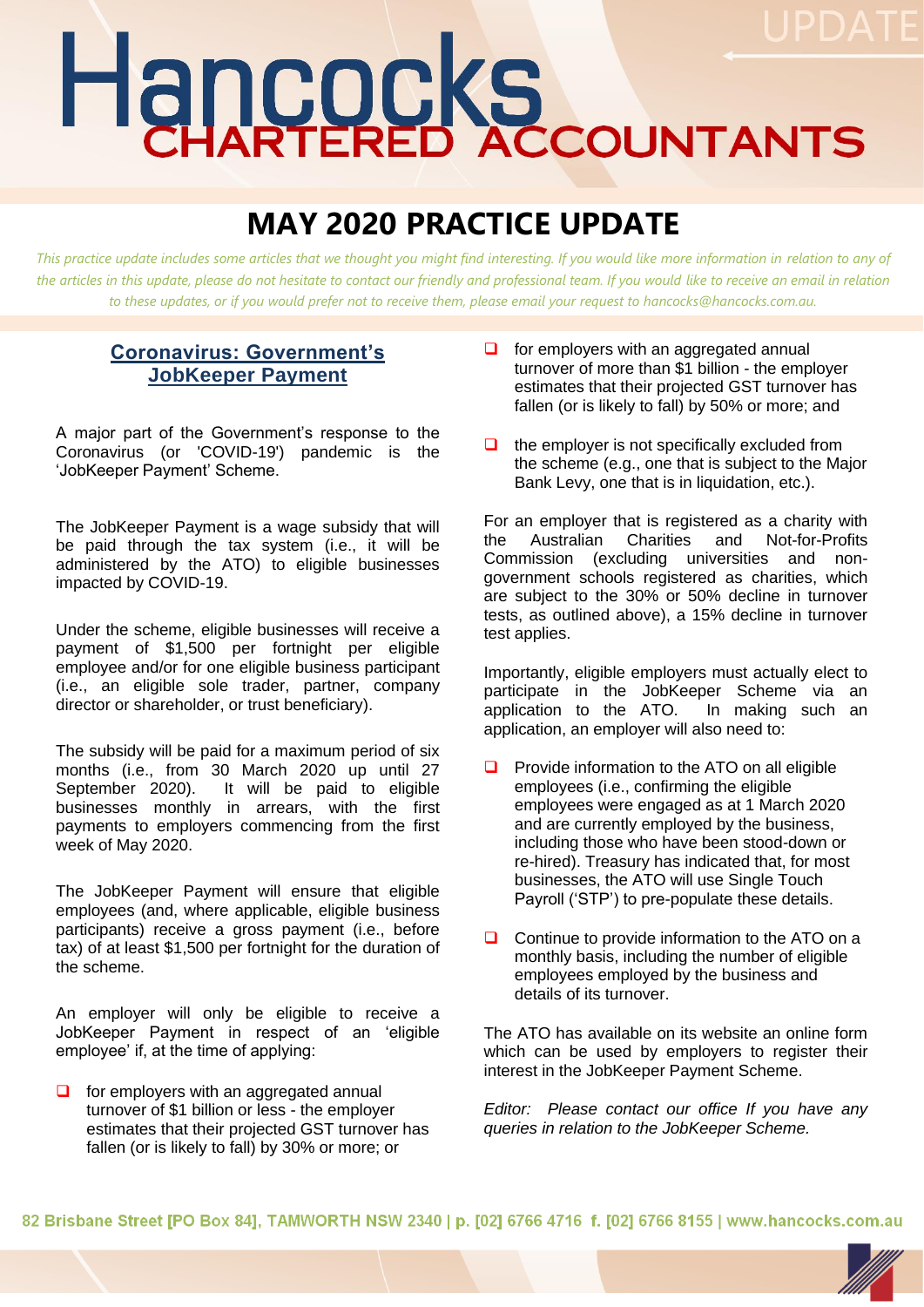# Hancocks CHARTERED ACCOUNTANTS

UPDATE

## MAY 2020 PRACTICE UPDATE

*This practice update includes some articles that we thought you might find interesting. If you would like more information in relation to any of the articles in this update, please do not hesitate to contact our friendly and professional team. If you would like to receive an email in relation to these updates, or if you would prefer not to receive them, please email your request to hancocks@hancocks.com.au.*

### Coronavirus: Government's JobKeeper Payment

A major part of the Government's response to the Coronavirus (or 'COVID-19') pandemic is the 'JobKeeper Payment' Scheme.

The JobKeeper Payment is a wage subsidy that will be paid through the tax system (i.e., it will be administered by the ATO) to eligible businesses impacted by COVID-19.

Under the scheme, eligible businesses will receive a payment of $1,500 per fortnight per eligible employee and/or for one eligible business participant (i.e., an eligible sole trader, partner, company director or shareholder, or trust beneficiary).

The subsidy will be paid for a maximum period of six months (i.e., from 30 March 2020 up until 27 September 2020). It will be paid to eligible businesses monthly in arrears, with the first payments to employers commencing from the first week of May 2020.

The JobKeeper Payment will ensure that eligible employees (and, where applicable, eligible business participants) receive a gross payment (i.e., before tax) of at least $1,500 per fortnight for the duration of the scheme.

An employer will only be eligible to receive a JobKeeper Payment in respect of an 'eligible employee' if, at the time of applying:

- for employers with an aggregated annual turnover of $1 billion or less - the employer estimates that their projected GST turnover has fallen (or is likely to fall) by 30% or more; or
- for employers with an aggregated annual turnover of more than $1 billion - the employer estimates that their projected GST turnover has fallen (or is likely to fall) by 50% or more; and
- the employer is not specifically excluded from the scheme (e.g., one that is subject to the Major Bank Levy, one that is in liquidation, etc.).

For an employer that is registered as a charity with the Australian Charities and Not-for-Profits Commission (excluding universities and non-government schools registered as charities, which are subject to the 30% or 50% decline in turnover tests, as outlined above), a 15% decline in turnover test applies.

Importantly, eligible employers must actually elect to participate in the JobKeeper Scheme via an application to the ATO. In making such an application, an employer will also need to:

- Provide information to the ATO on all eligible employees (i.e., confirming the eligible employees were engaged as at 1 March 2020 and are currently employed by the business, including those who have been stood-down or re-hired). Treasury has indicated that, for most businesses, the ATO will use Single Touch Payroll ('STP') to pre-populate these details.
- Continue to provide information to the ATO on a monthly basis, including the number of eligible employees employed by the business and details of its turnover.

The ATO has available on its website an online form which can be used by employers to register their interest in the JobKeeper Payment Scheme.

*Editor: Please contact our office If you have any queries in relation to the JobKeeper Scheme.*

82 Brisbane Street [PO Box 84], TAMWORTH NSW 2340 | p. [02] 6766 4716 f. [02] 6766 8155 | www.hancocks.com.au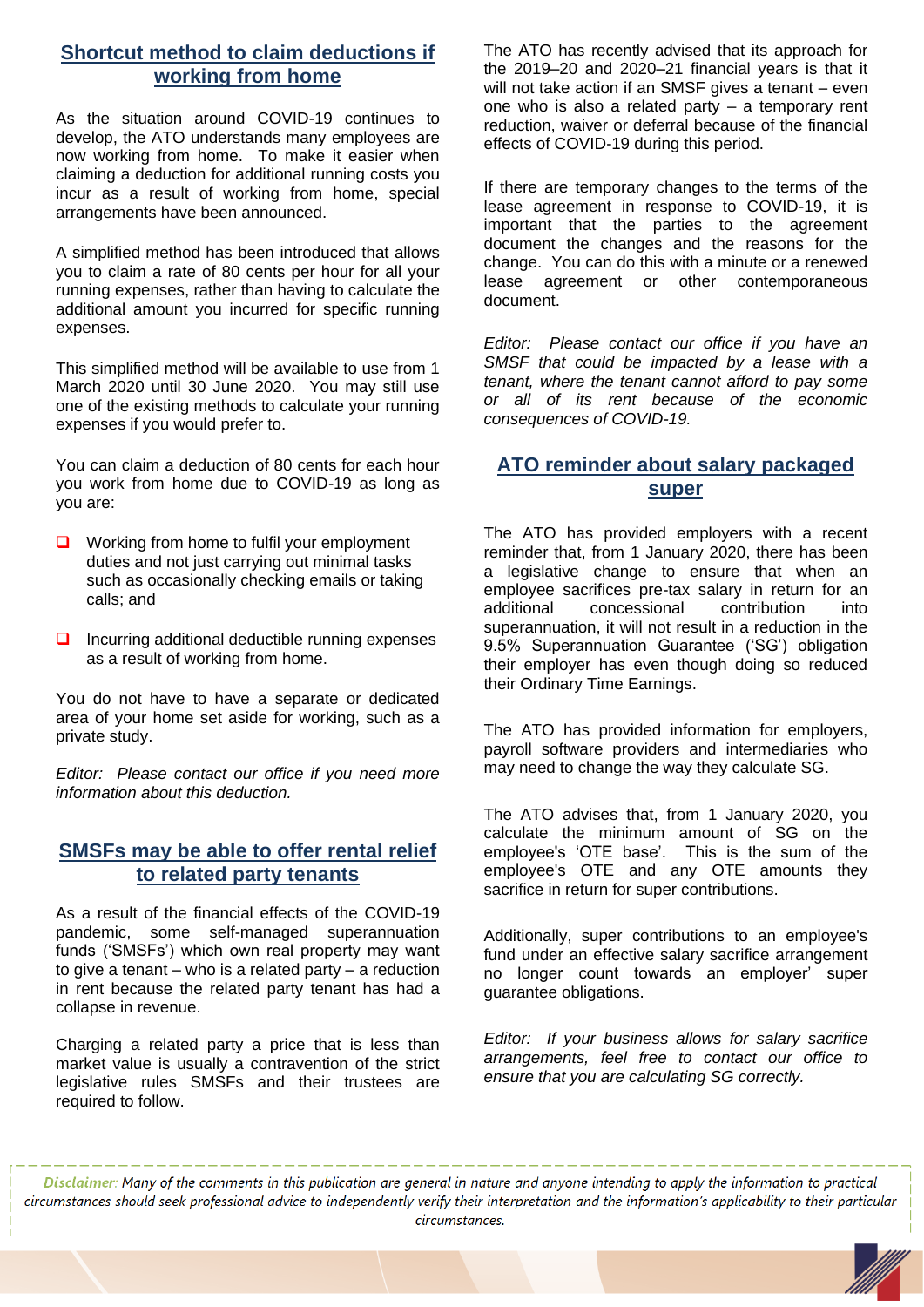## Shortcut method to claim deductions if working from home

As the situation around COVID-19 continues to develop, the ATO understands many employees are now working from home. To make it easier when claiming a deduction for additional running costs you incur as a result of working from home, special arrangements have been announced.

A simplified method has been introduced that allows you to claim a rate of 80 cents per hour for all your running expenses, rather than having to calculate the additional amount you incurred for specific running expenses.

This simplified method will be available to use from 1 March 2020 until 30 June 2020. You may still use one of the existing methods to calculate your running expenses if you would prefer to.

You can claim a deduction of 80 cents for each hour you work from home due to COVID-19 as long as you are:

- Working from home to fulfil your employment duties and not just carrying out minimal tasks such as occasionally checking emails or taking calls; and
- Incurring additional deductible running expenses as a result of working from home.

You do not have to have a separate or dedicated area of your home set aside for working, such as a private study.

*Editor: Please contact our office if you need more information about this deduction.*

## SMSFs may be able to offer rental relief to related party tenants

As a result of the financial effects of the COVID-19 pandemic, some self-managed superannuation funds ('SMSFs') which own real property may want to give a tenant – who is a related party – a reduction in rent because the related party tenant has had a collapse in revenue.

Charging a related party a price that is less than market value is usually a contravention of the strict legislative rules SMSFs and their trustees are required to follow.

The ATO has recently advised that its approach for the 2019–20 and 2020–21 financial years is that it will not take action if an SMSF gives a tenant – even one who is also a related party – a temporary rent reduction, waiver or deferral because of the financial effects of COVID-19 during this period.

If there are temporary changes to the terms of the lease agreement in response to COVID-19, it is important that the parties to the agreement document the changes and the reasons for the change. You can do this with a minute or a renewed lease agreement or other contemporaneous document.

*Editor: Please contact our office if you have an SMSF that could be impacted by a lease with a tenant, where the tenant cannot afford to pay some or all of its rent because of the economic consequences of COVID-19.*

## ATO reminder about salary packaged super

The ATO has provided employers with a recent reminder that, from 1 January 2020, there has been a legislative change to ensure that when an employee sacrifices pre-tax salary in return for an additional concessional contribution into superannuation, it will not result in a reduction in the 9.5% Superannuation Guarantee ('SG') obligation their employer has even though doing so reduced their Ordinary Time Earnings.

The ATO has provided information for employers, payroll software providers and intermediaries who may need to change the way they calculate SG.

The ATO advises that, from 1 January 2020, you calculate the minimum amount of SG on the employee's 'OTE base'. This is the sum of the employee's OTE and any OTE amounts they sacrifice in return for super contributions.

Additionally, super contributions to an employee's fund under an effective salary sacrifice arrangement no longer count towards an employer' super guarantee obligations.

*Editor: If your business allows for salary sacrifice arrangements, feel free to contact our office to ensure that you are calculating SG correctly.*

*Disclaimer: Many of the comments in this publication are general in nature and anyone intending to apply the information to practical circumstances should seek professional advice to independently verify their interpretation and the information's applicability to their particular circumstances.*